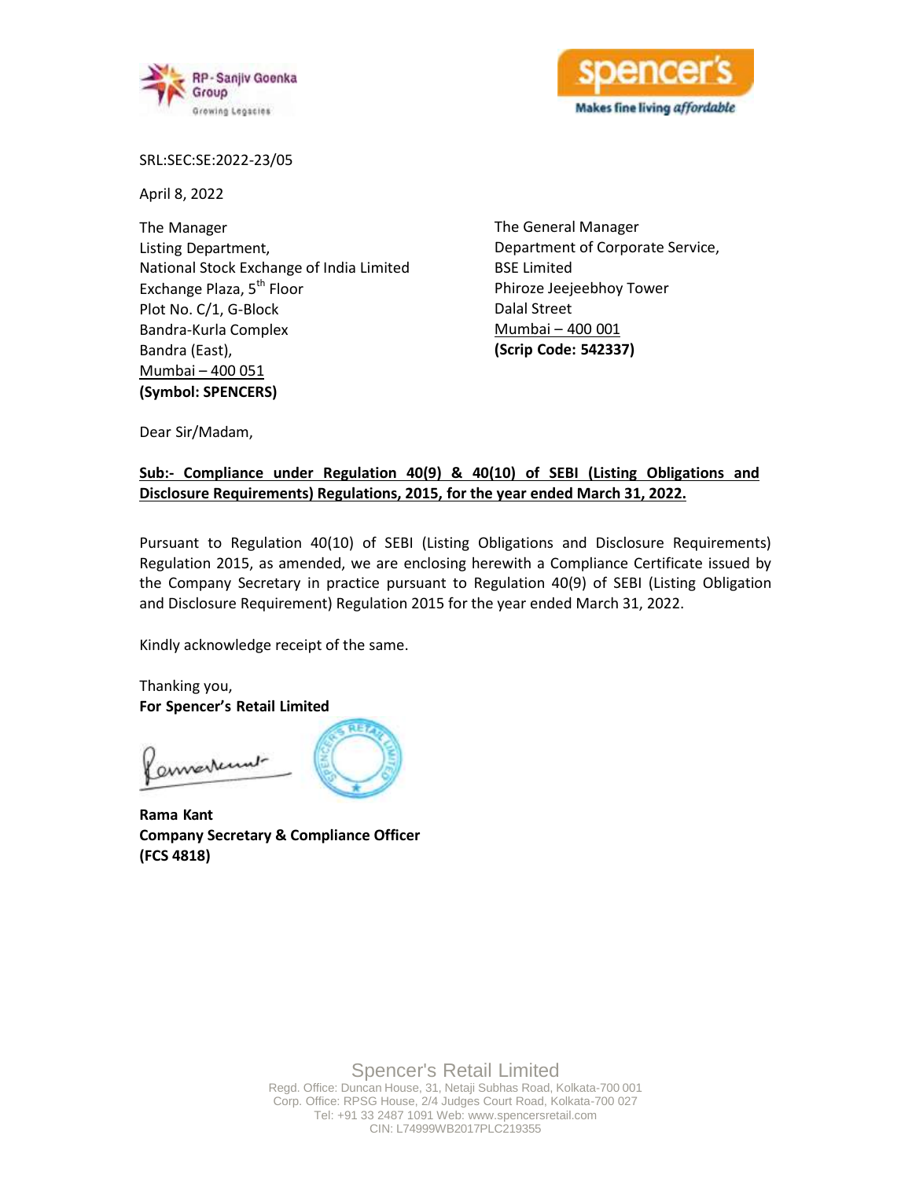SRL:SEC:SE:2022-23/05

April 8, 2022

The Manager
Listing Department,
National Stock Exchange of India Limited
Exchange Plaza, 5th Floor
Plot No. C/1, G-Block
Bandra-Kurla Complex
Bandra (East),
Mumbai – 400 051
**(Symbol: SPENCERS)**

The General Manager
Department of Corporate Service,
BSE Limited
Phiroze Jeejeebhoy Tower
Dalal Street
Mumbai – 400 001
**(Scrip Code: 542337)**

Dear Sir/Madam,

**Sub:- Compliance under Regulation 40(9) & 40(10) of SEBI (Listing Obligations and Disclosure Requirements) Regulations, 2015, for the year ended March 31, 2022.**

Pursuant to Regulation 40(10) of SEBI (Listing Obligations and Disclosure Requirements) Regulation 2015, as amended, we are enclosing herewith a Compliance Certificate issued by the Company Secretary in practice pursuant to Regulation 40(9) of SEBI (Listing Obligation and Disclosure Requirement) Regulation 2015 for the year ended March 31, 2022.

Kindly acknowledge receipt of the same.

Thanking you,
**For Spencer's Retail Limited**

**Rama Kant**
**Company Secretary & Compliance Officer**
**(FCS 4818)**

Spencer's Retail Limited
Regd. Office: Duncan House, 31, Netaji Subhas Road, Kolkata-700 001
Corp. Office: RPSG House, 2/4 Judges Court Road, Kolkata-700 027
Tel: +91 33 2487 1091 Web: www.spencersretail.com
CIN: L74999WB2017PLC219355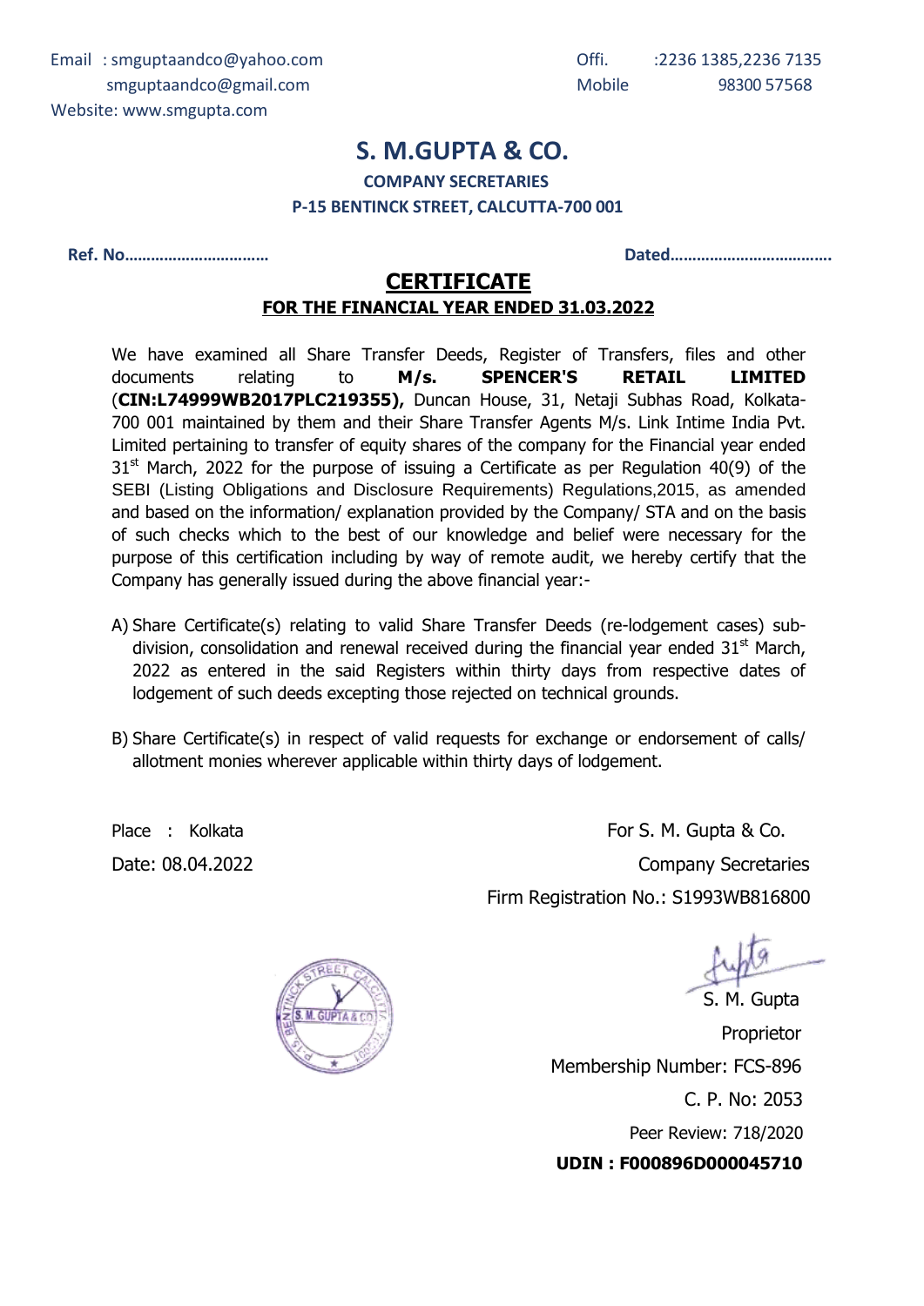Email : smguptaandco@yahoo.com
smguptaandco@gmail.com
Website: www.smgupta.com

Offi. :2236 1385,2236 7135
Mobile 98300 57568

# S. M.GUPTA & CO.

**COMPANY SECRETARIES**

**P-15 BENTINCK STREET, CALCUTTA-700 001**

**Ref. No……………………………** **Dated………………………………**

## CERTIFICATE

**FOR THE FINANCIAL YEAR ENDED 31.03.2022**

We have examined all Share Transfer Deeds, Register of Transfers, files and other documents relating to **M/s. SPENCER'S RETAIL LIMITED** (**CIN:L74999WB2017PLC219355),** Duncan House, 31, Netaji Subhas Road, Kolkata-700 001 maintained by them and their Share Transfer Agents M/s. Link Intime India Pvt. Limited pertaining to transfer of equity shares of the company for the Financial year ended 31st March, 2022 for the purpose of issuing a Certificate as per Regulation 40(9) of the SEBI (Listing Obligations and Disclosure Requirements) Regulations,2015, as amended and based on the information/ explanation provided by the Company/ STA and on the basis of such checks which to the best of our knowledge and belief were necessary for the purpose of this certification including by way of remote audit, we hereby certify that the Company has generally issued during the above financial year:-

A) Share Certificate(s) relating to valid Share Transfer Deeds (re-lodgement cases) sub-division, consolidation and renewal received during the financial year ended 31st March, 2022 as entered in the said Registers within thirty days from respective dates of lodgement of such deeds excepting those rejected on technical grounds.

B) Share Certificate(s) in respect of valid requests for exchange or endorsement of calls/ allotment monies wherever applicable within thirty days of lodgement.

Place : Kolkata
Date: 08.04.2022

For S. M. Gupta & Co.
Company Secretaries
Firm Registration No.: S1993WB816800

S. M. Gupta
Proprietor
Membership Number: FCS-896
C. P. No: 2053
Peer Review: 718/2020
**UDIN : F000896D000045710**